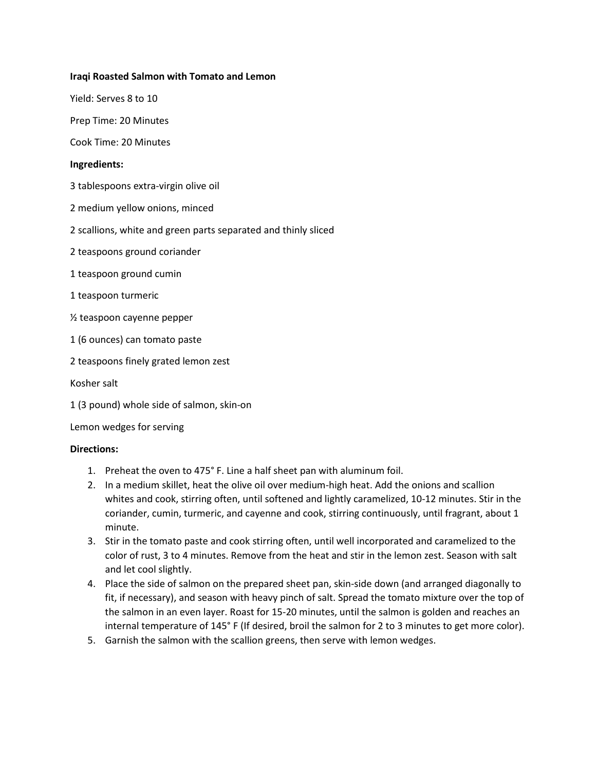**Iraqi Roasted Salmon with Tomato and Lemon**

Yield: Serves 8 to 10

Prep Time: 20 Minutes

Cook Time: 20 Minutes

**Ingredients:**

3 tablespoons extra-virgin olive oil

2 medium yellow onions, minced

2 scallions, white and green parts separated and thinly sliced

2 teaspoons ground coriander

1 teaspoon ground cumin

1 teaspoon turmeric

½ teaspoon cayenne pepper

1 (6 ounces) can tomato paste

2 teaspoons finely grated lemon zest

Kosher salt

1 (3 pound) whole side of salmon, skin-on

Lemon wedges for serving

**Directions:**

1. Preheat the oven to 475° F. Line a half sheet pan with aluminum foil.
2. In a medium skillet, heat the olive oil over medium-high heat. Add the onions and scallion whites and cook, stirring often, until softened and lightly caramelized, 10-12 minutes. Stir in the coriander, cumin, turmeric, and cayenne and cook, stirring continuously, until fragrant, about 1 minute.
3. Stir in the tomato paste and cook stirring often, until well incorporated and caramelized to the color of rust, 3 to 4 minutes. Remove from the heat and stir in the lemon zest. Season with salt and let cool slightly.
4. Place the side of salmon on the prepared sheet pan, skin-side down (and arranged diagonally to fit, if necessary), and season with heavy pinch of salt. Spread the tomato mixture over the top of the salmon in an even layer. Roast for 15-20 minutes, until the salmon is golden and reaches an internal temperature of 145° F (If desired, broil the salmon for 2 to 3 minutes to get more color).
5. Garnish the salmon with the scallion greens, then serve with lemon wedges.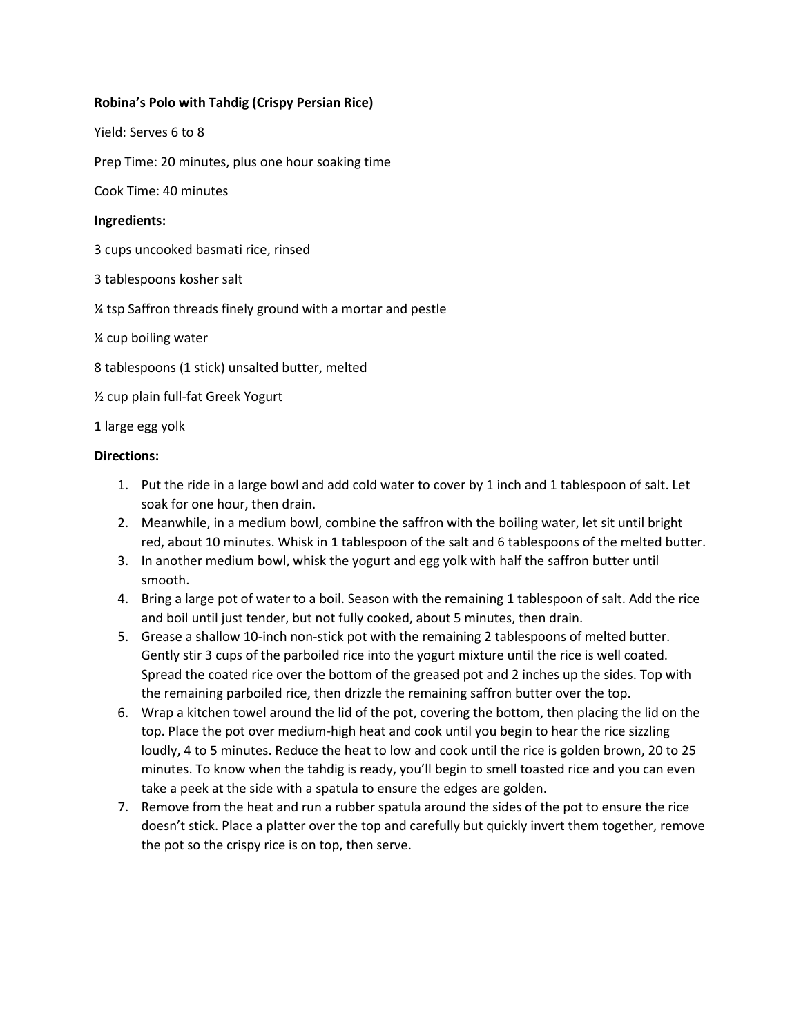**Robina's Polo with Tahdig (Crispy Persian Rice)**

Yield: Serves 6 to 8

Prep Time: 20 minutes, plus one hour soaking time

Cook Time: 40 minutes

**Ingredients:**

3 cups uncooked basmati rice, rinsed

3 tablespoons kosher salt

¼ tsp Saffron threads finely ground with a mortar and pestle

¼ cup boiling water

8 tablespoons (1 stick) unsalted butter, melted

½ cup plain full-fat Greek Yogurt

1 large egg yolk

**Directions:**

1. Put the ride in a large bowl and add cold water to cover by 1 inch and 1 tablespoon of salt. Let soak for one hour, then drain.
2. Meanwhile, in a medium bowl, combine the saffron with the boiling water, let sit until bright red, about 10 minutes. Whisk in 1 tablespoon of the salt and 6 tablespoons of the melted butter.
3. In another medium bowl, whisk the yogurt and egg yolk with half the saffron butter until smooth.
4. Bring a large pot of water to a boil. Season with the remaining 1 tablespoon of salt. Add the rice and boil until just tender, but not fully cooked, about 5 minutes, then drain.
5. Grease a shallow 10-inch non-stick pot with the remaining 2 tablespoons of melted butter. Gently stir 3 cups of the parboiled rice into the yogurt mixture until the rice is well coated. Spread the coated rice over the bottom of the greased pot and 2 inches up the sides. Top with the remaining parboiled rice, then drizzle the remaining saffron butter over the top.
6. Wrap a kitchen towel around the lid of the pot, covering the bottom, then placing the lid on the top. Place the pot over medium-high heat and cook until you begin to hear the rice sizzling loudly, 4 to 5 minutes. Reduce the heat to low and cook until the rice is golden brown, 20 to 25 minutes. To know when the tahdig is ready, you'll begin to smell toasted rice and you can even take a peek at the side with a spatula to ensure the edges are golden.
7. Remove from the heat and run a rubber spatula around the sides of the pot to ensure the rice doesn't stick. Place a platter over the top and carefully but quickly invert them together, remove the pot so the crispy rice is on top, then serve.